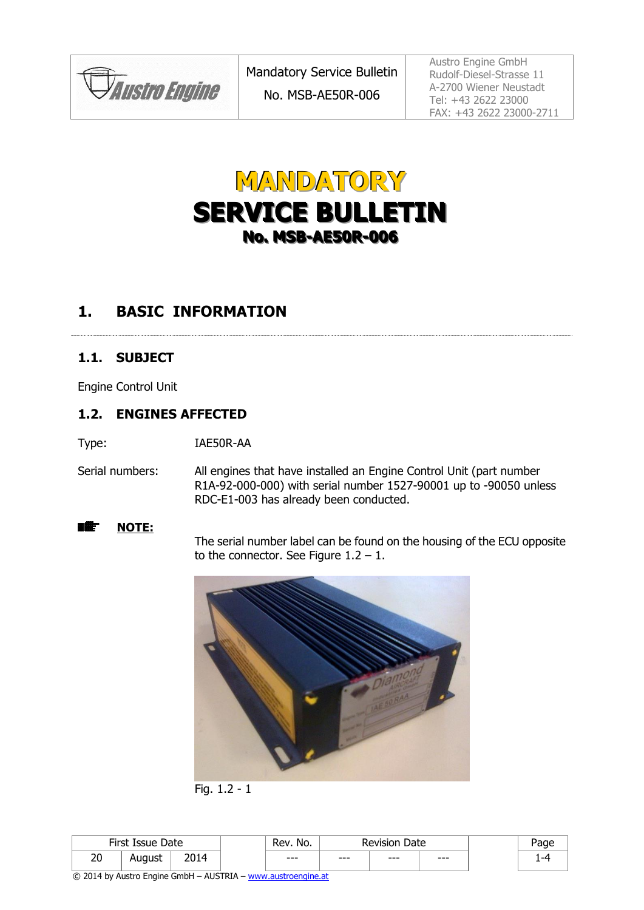# MANDATORY SERVICE BULLETIN

## No. MSB-AE50R-006

## 1. BASIC INFORMATION

### 1.1. SUBJECT

Engine Control Unit

### 1.2. ENGINES AFFECTED

Type: IAE50R-AA

Serial numbers: All engines that have installed an Engine Control Unit (part number R1A-92-000-000) with serial number 1527-90001 up to -90050 unless RDC-E1-003 has already been conducted.

**NOTE:**

The serial number label can be found on the housing of the ECU opposite to the connector. See Figure 1.2 – 1.

Fig. 1.2 - 1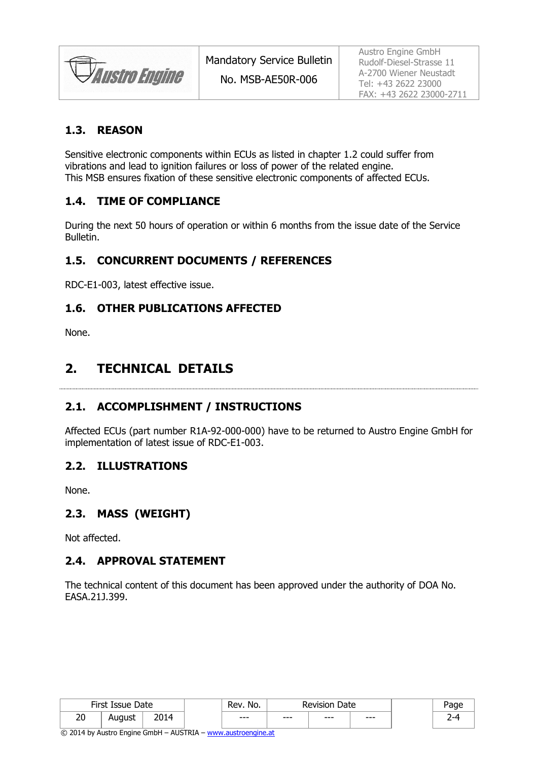## 1.3. REASON

Sensitive electronic components within ECUs as listed in chapter 1.2 could suffer from vibrations and lead to ignition failures or loss of power of the related engine.
This MSB ensures fixation of these sensitive electronic components of affected ECUs.

## 1.4. TIME OF COMPLIANCE

During the next 50 hours of operation or within 6 months from the issue date of the Service Bulletin.

## 1.5. CONCURRENT DOCUMENTS / REFERENCES

RDC-E1-003, latest effective issue.

## 1.6. OTHER PUBLICATIONS AFFECTED

None.

# 2. TECHNICAL DETAILS

## 2.1. ACCOMPLISHMENT / INSTRUCTIONS

Affected ECUs (part number R1A-92-000-000) have to be returned to Austro Engine GmbH for implementation of latest issue of RDC-E1-003.

## 2.2. ILLUSTRATIONS

None.

## 2.3. MASS (WEIGHT)

Not affected.

## 2.4. APPROVAL STATEMENT

The technical content of this document has been approved under the authority of DOA No. EASA.21J.399.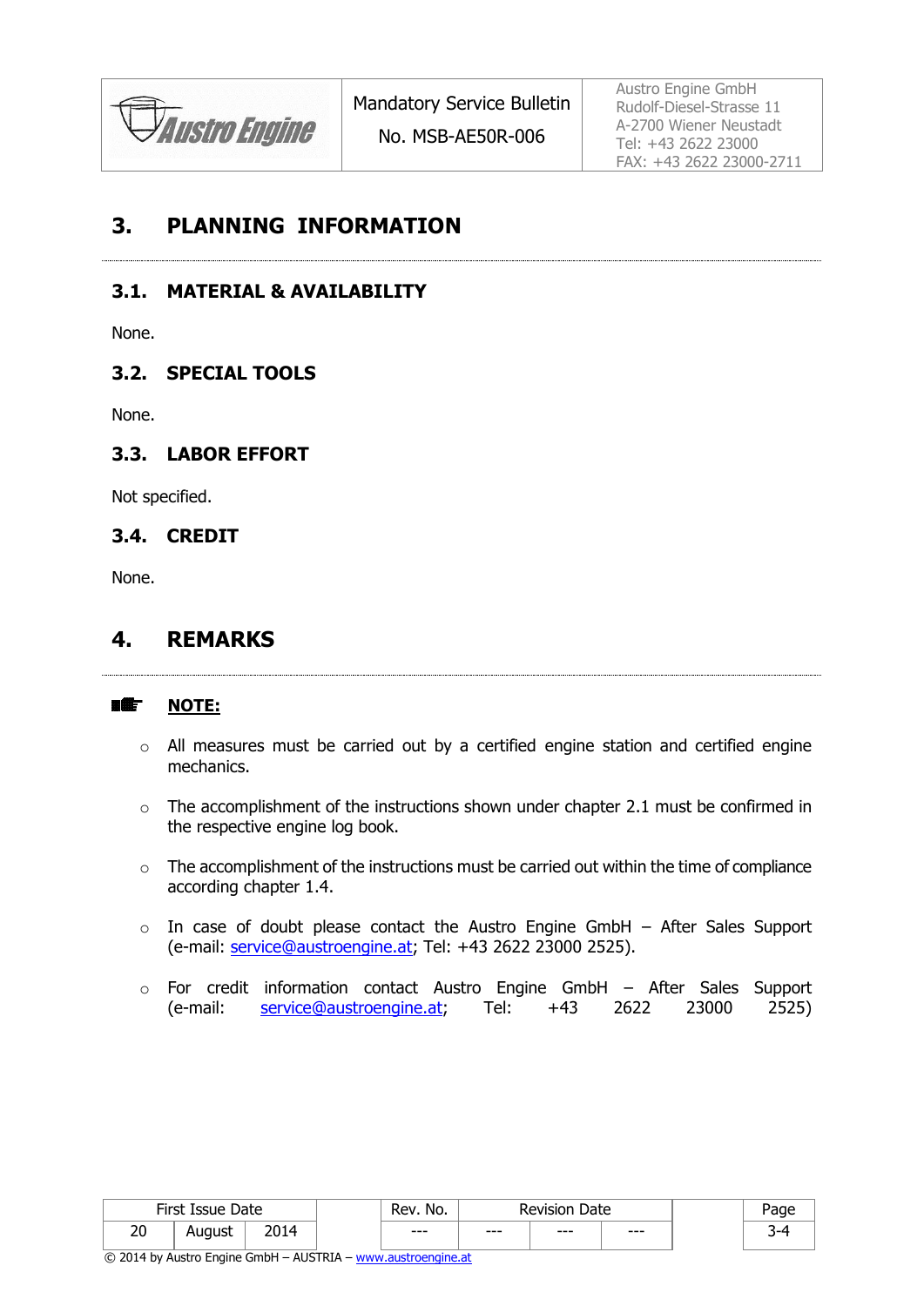# 3. PLANNING INFORMATION

## 3.1. MATERIAL & AVAILABILITY

None.

## 3.2. SPECIAL TOOLS

None.

## 3.3. LABOR EFFORT

Not specified.

## 3.4. CREDIT

None.

# 4. REMARKS

**NOTE:**

- All measures must be carried out by a certified engine station and certified engine mechanics.
- The accomplishment of the instructions shown under chapter 2.1 must be confirmed in the respective engine log book.
- The accomplishment of the instructions must be carried out within the time of compliance according chapter 1.4.
- In case of doubt please contact the Austro Engine GmbH – After Sales Support (e-mail: service@austroengine.at; Tel: +43 2622 23000 2525).
- For credit information contact Austro Engine GmbH – After Sales Support (e-mail: service@austroengine.at; Tel: +43 2622 23000 2525)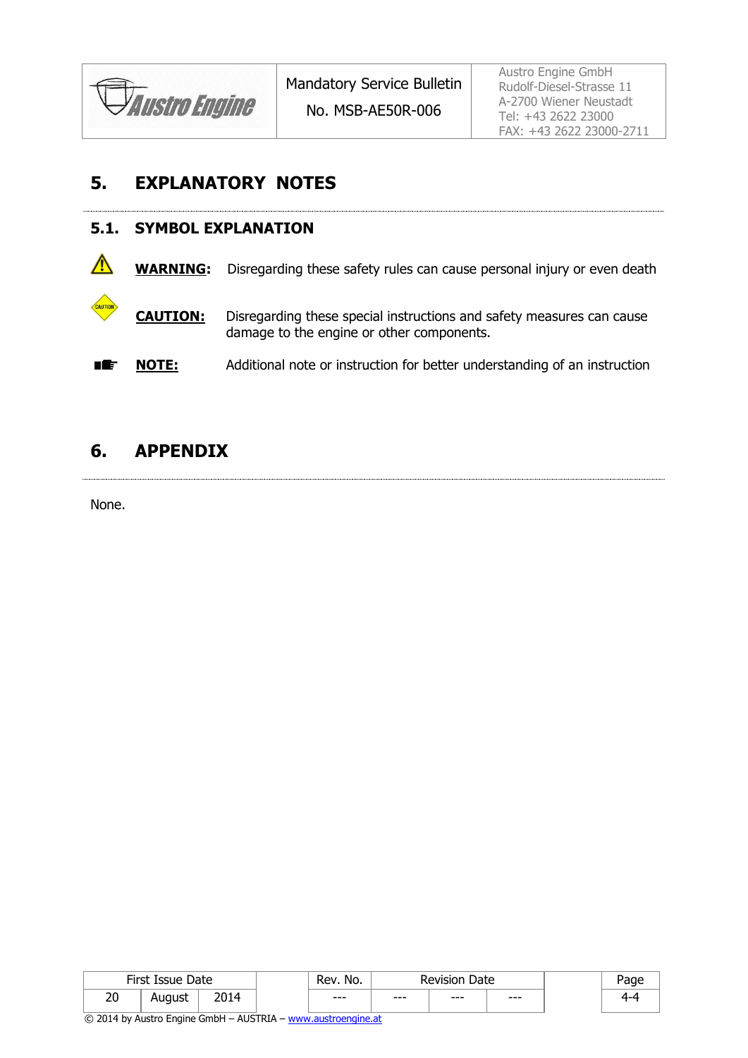## 5. EXPLANATORY NOTES

### 5.1. SYMBOL EXPLANATION

**WARNING:** Disregarding these safety rules can cause personal injury or even death

**CAUTION:** Disregarding these special instructions and safety measures can cause damage to the engine or other components.

**NOTE:** Additional note or instruction for better understanding of an instruction

## 6. APPENDIX

None.